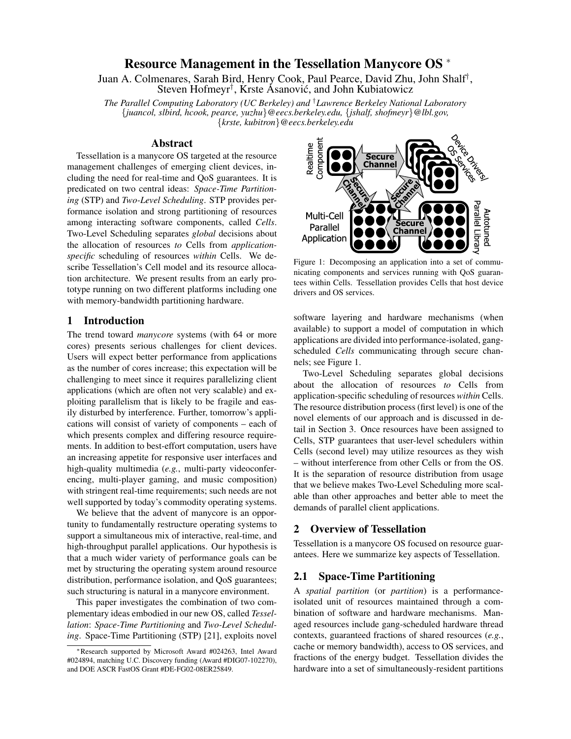# Resource Management in the Tessellation Manycore OS *

Juan A. Colmenares, Sarah Bird, Henry Cook, Paul Pearce, David Zhu, John Shalf[†], Steven Hofmeyr[†], Krste Asanović, and John Kubiatowicz

*The Parallel Computing Laboratory (UC Berkeley) and [†]Lawrence Berkeley National Laboratory*
*{juancol, slbird, hcook, pearce, yuzhu}@eecs.berkeley.edu, {jshalf, shofmeyr}@lbl.gov, {krste, kubitron}@eecs.berkeley.edu*

## Abstract

Tessellation is a manycore OS targeted at the resource management challenges of emerging client devices, including the need for real-time and QoS guarantees. It is predicated on two central ideas: *Space-Time Partitioning* (STP) and *Two-Level Scheduling*. STP provides performance isolation and strong partitioning of resources among interacting software components, called *Cells*. Two-Level Scheduling separates *global* decisions about the allocation of resources *to* Cells from *application-specific* scheduling of resources *within* Cells. We describe Tessellation's Cell model and its resource allocation architecture. We present results from an early prototype running on two different platforms including one with memory-bandwidth partitioning hardware.

## 1 Introduction

The trend toward *manycore* systems (with 64 or more cores) presents serious challenges for client devices. Users will expect better performance from applications as the number of cores increase; this expectation will be challenging to meet since it requires parallelizing client applications (which are often not very scalable) and exploiting parallelism that is likely to be fragile and easily disturbed by interference. Further, tomorrow's applications will consist of variety of components – each of which presents complex and differing resource requirements. In addition to best-effort computation, users have an increasing appetite for responsive user interfaces and high-quality multimedia (*e.g.*, multi-party videoconferencing, multi-player gaming, and music composition) with stringent real-time requirements; such needs are not well supported by today's commodity operating systems.

We believe that the advent of manycore is an opportunity to fundamentally restructure operating systems to support a simultaneous mix of interactive, real-time, and high-throughput parallel applications. Our hypothesis is that a much wider variety of performance goals can be met by structuring the operating system around resource distribution, performance isolation, and QoS guarantees; such structuring is natural in a manycore environment.

This paper investigates the combination of two complementary ideas embodied in our new OS, called *Tessellation*: *Space-Time Partitioning* and *Two-Level Scheduling*. Space-Time Partitioning (STP) [21], exploits novel software layering and hardware mechanisms (when available) to support a model of computation in which applications are divided into performance-isolated, gang-scheduled *Cells* communicating through secure channels; see Figure 1.

Figure 1: Decomposing an application into a set of communicating components and services running with QoS guarantees within Cells. Tessellation provides Cells that host device drivers and OS services.

Two-Level Scheduling separates global decisions about the allocation of resources *to* Cells from application-specific scheduling of resources *within* Cells. The resource distribution process (first level) is one of the novel elements of our approach and is discussed in detail in Section 3. Once resources have been assigned to Cells, STP guarantees that user-level schedulers within Cells (second level) may utilize resources as they wish – without interference from other Cells or from the OS. It is the separation of resource distribution from usage that we believe makes Two-Level Scheduling more scalable than other approaches and better able to meet the demands of parallel client applications.

## 2 Overview of Tessellation

Tessellation is a manycore OS focused on resource guarantees. Here we summarize key aspects of Tessellation.

### 2.1 Space-Time Partitioning

A *spatial partition* (or *partition*) is a performance-isolated unit of resources maintained through a combination of software and hardware mechanisms. Managed resources include gang-scheduled hardware thread contexts, guaranteed fractions of shared resources (*e.g.*, cache or memory bandwidth), access to OS services, and fractions of the energy budget. Tessellation divides the hardware into a set of simultaneously-resident partitions

*Research supported by Microsoft Award #024263, Intel Award #024894, matching U.C. Discovery funding (Award #DIG07-102270), and DOE ASCR FastOS Grant #DE-FG02-08ER25849.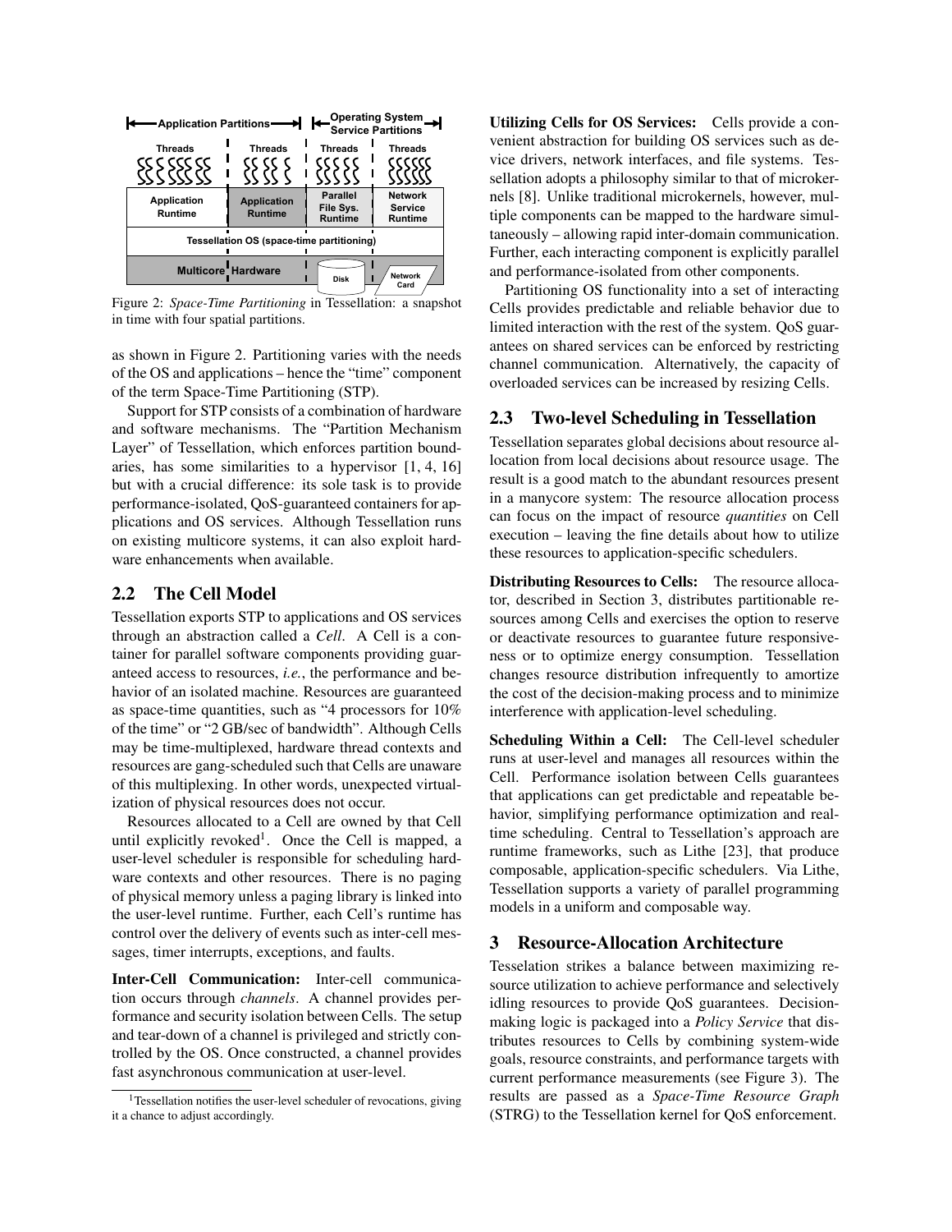Figure 2: *Space-Time Partitioning* in Tessellation: a snapshot in time with four spatial partitions.

as shown in Figure 2. Partitioning varies with the needs of the OS and applications – hence the "time" component of the term Space-Time Partitioning (STP).

Support for STP consists of a combination of hardware and software mechanisms. The "Partition Mechanism Layer" of Tessellation, which enforces partition boundaries, has some similarities to a hypervisor [1, 4, 16] but with a crucial difference: its sole task is to provide performance-isolated, QoS-guaranteed containers for applications and OS services. Although Tessellation runs on existing multicore systems, it can also exploit hardware enhancements when available.

## 2.2 The Cell Model

Tessellation exports STP to applications and OS services through an abstraction called a *Cell*. A Cell is a container for parallel software components providing guaranteed access to resources, *i.e.*, the performance and behavior of an isolated machine. Resources are guaranteed as space-time quantities, such as "4 processors for 10% of the time" or "2 GB/sec of bandwidth". Although Cells may be time-multiplexed, hardware thread contexts and resources are gang-scheduled such that Cells are unaware of this multiplexing. In other words, unexpected virtualization of physical resources does not occur.

Resources allocated to a Cell are owned by that Cell until explicitly revoked[1]. Once the Cell is mapped, a user-level scheduler is responsible for scheduling hardware contexts and other resources. There is no paging of physical memory unless a paging library is linked into the user-level runtime. Further, each Cell's runtime has control over the delivery of events such as inter-cell messages, timer interrupts, exceptions, and faults.

**Inter-Cell Communication:** Inter-cell communication occurs through *channels*. A channel provides performance and security isolation between Cells. The setup and tear-down of a channel is privileged and strictly controlled by the OS. Once constructed, a channel provides fast asynchronous communication at user-level.

**Utilizing Cells for OS Services:** Cells provide a convenient abstraction for building OS services such as device drivers, network interfaces, and file systems. Tessellation adopts a philosophy similar to that of microkernels [8]. Unlike traditional microkernels, however, multiple components can be mapped to the hardware simultaneously – allowing rapid inter-domain communication. Further, each interacting component is explicitly parallel and performance-isolated from other components.

Partitioning OS functionality into a set of interacting Cells provides predictable and reliable behavior due to limited interaction with the rest of the system. QoS guarantees on shared services can be enforced by restricting channel communication. Alternatively, the capacity of overloaded services can be increased by resizing Cells.

## 2.3 Two-level Scheduling in Tessellation

Tessellation separates global decisions about resource allocation from local decisions about resource usage. The result is a good match to the abundant resources present in a manycore system: The resource allocation process can focus on the impact of resource *quantities* on Cell execution – leaving the fine details about how to utilize these resources to application-specific schedulers.

**Distributing Resources to Cells:** The resource allocator, described in Section 3, distributes partitionable resources among Cells and exercises the option to reserve or deactivate resources to guarantee future responsiveness or to optimize energy consumption. Tessellation changes resource distribution infrequently to amortize the cost of the decision-making process and to minimize interference with application-level scheduling.

**Scheduling Within a Cell:** The Cell-level scheduler runs at user-level and manages all resources within the Cell. Performance isolation between Cells guarantees that applications can get predictable and repeatable behavior, simplifying performance optimization and realtime scheduling. Central to Tessellation's approach are runtime frameworks, such as Lithe [23], that produce composable, application-specific schedulers. Via Lithe, Tessellation supports a variety of parallel programming models in a uniform and composable way.

# 3 Resource-Allocation Architecture

Tesselation strikes a balance between maximizing resource utilization to achieve performance and selectively idling resources to provide QoS guarantees. Decision-making logic is packaged into a *Policy Service* that distributes resources to Cells by combining system-wide goals, resource constraints, and performance targets with current performance measurements (see Figure 3). The results are passed as a *Space-Time Resource Graph* (STRG) to the Tessellation kernel for QoS enforcement.

[1] Tessellation notifies the user-level scheduler of revocations, giving it a chance to adjust accordingly.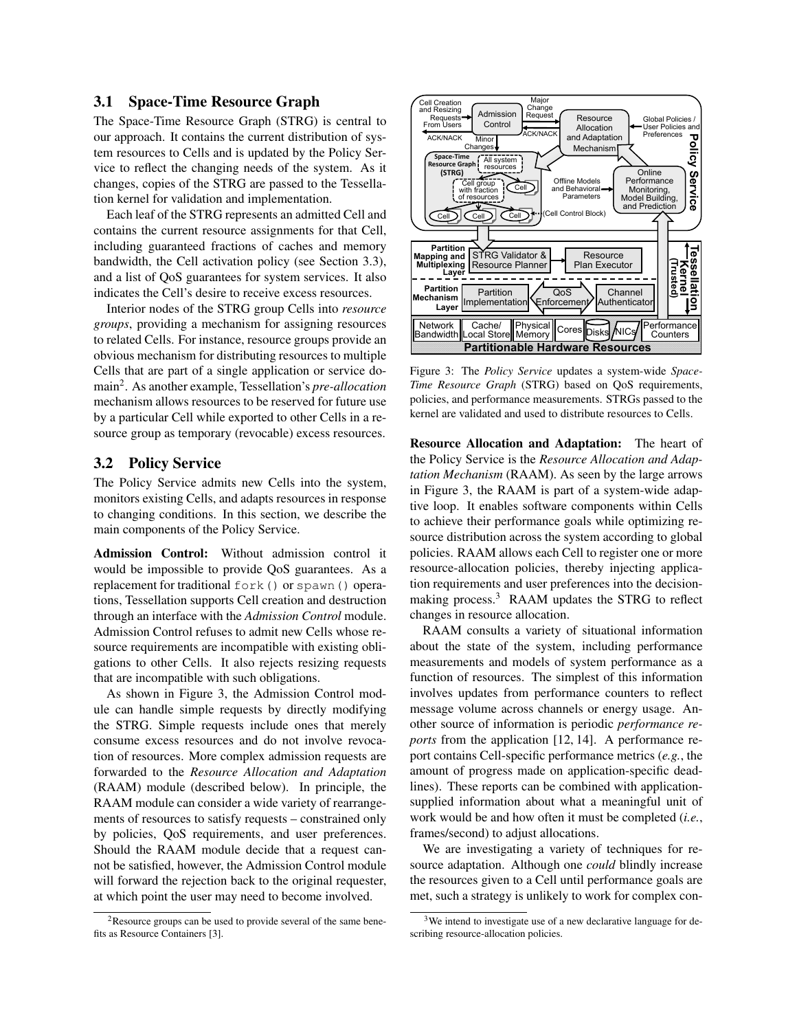### 3.1 Space-Time Resource Graph

The Space-Time Resource Graph (STRG) is central to our approach. It contains the current distribution of system resources to Cells and is updated by the Policy Service to reflect the changing needs of the system. As it changes, copies of the STRG are passed to the Tessellation kernel for validation and implementation.

Each leaf of the STRG represents an admitted Cell and contains the current resource assignments for that Cell, including guaranteed fractions of caches and memory bandwidth, the Cell activation policy (see Section 3.3), and a list of QoS guarantees for system services. It also indicates the Cell's desire to receive excess resources.

Interior nodes of the STRG group Cells into *resource groups*, providing a mechanism for assigning resources to related Cells. For instance, resource groups provide an obvious mechanism for distributing resources to multiple Cells that are part of a single application or service domain[2]. As another example, Tessellation's *pre-allocation* mechanism allows resources to be reserved for future use by a particular Cell while exported to other Cells in a resource group as temporary (revocable) excess resources.

### 3.2 Policy Service

The Policy Service admits new Cells into the system, monitors existing Cells, and adapts resources in response to changing conditions. In this section, we describe the main components of the Policy Service.

**Admission Control:** Without admission control it would be impossible to provide QoS guarantees. As a replacement for traditional `fork()` or `spawn()` operations, Tessellation supports Cell creation and destruction through an interface with the *Admission Control* module. Admission Control refuses to admit new Cells whose resource requirements are incompatible with existing obligations to other Cells. It also rejects resizing requests that are incompatible with such obligations.

As shown in Figure 3, the Admission Control module can handle simple requests by directly modifying the STRG. Simple requests include ones that merely consume excess resources and do not involve revocation of resources. More complex admission requests are forwarded to the *Resource Allocation and Adaptation* (RAAM) module (described below). In principle, the RAAM module can consider a wide variety of rearrangements of resources to satisfy requests – constrained only by policies, QoS requirements, and user preferences. Should the RAAM module decide that a request cannot be satisfied, however, the Admission Control module will forward the rejection back to the original requester, at which point the user may need to become involved.

Figure 3: The *Policy Service* updates a system-wide *Space-Time Resource Graph* (STRG) based on QoS requirements, policies, and performance measurements. STRGs passed to the kernel are validated and used to distribute resources to Cells.

**Resource Allocation and Adaptation:** The heart of the Policy Service is the *Resource Allocation and Adaptation Mechanism* (RAAM). As seen by the large arrows in Figure 3, the RAAM is part of a system-wide adaptive loop. It enables software components within Cells to achieve their performance goals while optimizing resource distribution across the system according to global policies. RAAM allows each Cell to register one or more resource-allocation policies, thereby injecting application requirements and user preferences into the decision-making process.[3] RAAM updates the STRG to reflect changes in resource allocation.

RAAM consults a variety of situational information about the state of the system, including performance measurements and models of system performance as a function of resources. The simplest of this information involves updates from performance counters to reflect message volume across channels or energy usage. Another source of information is periodic *performance reports* from the application [12, 14]. A performance report contains Cell-specific performance metrics (*e.g.*, the amount of progress made on application-specific deadlines). These reports can be combined with application-supplied information about what a meaningful unit of work would be and how often it must be completed (*i.e.*, frames/second) to adjust allocations.

We are investigating a variety of techniques for resource adaptation. Although one *could* blindly increase the resources given to a Cell until performance goals are met, such a strategy is unlikely to work for complex con-

[2] Resource groups can be used to provide several of the same benefits as Resource Containers [3].

[3] We intend to investigate use of a new declarative language for describing resource-allocation policies.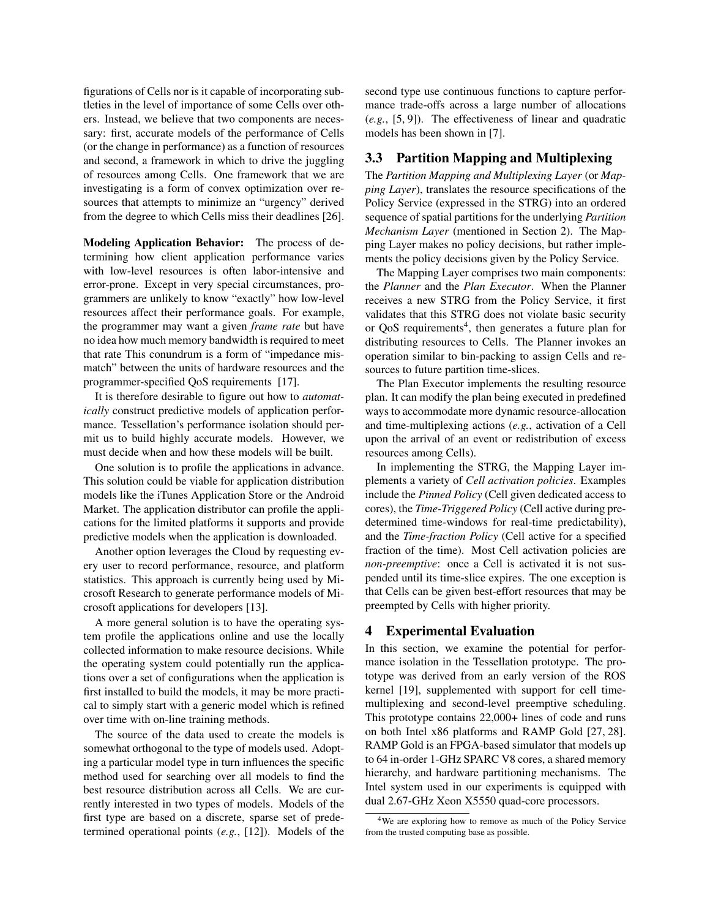figurations of Cells nor is it capable of incorporating subtleties in the level of importance of some Cells over others. Instead, we believe that two components are necessary: first, accurate models of the performance of Cells (or the change in performance) as a function of resources and second, a framework in which to drive the juggling of resources among Cells. One framework that we are investigating is a form of convex optimization over resources that attempts to minimize an "urgency" derived from the degree to which Cells miss their deadlines [26].

**Modeling Application Behavior:** The process of determining how client application performance varies with low-level resources is often labor-intensive and error-prone. Except in very special circumstances, programmers are unlikely to know "exactly" how low-level resources affect their performance goals. For example, the programmer may want a given *frame rate* but have no idea how much memory bandwidth is required to meet that rate This conundrum is a form of "impedance mismatch" between the units of hardware resources and the programmer-specified QoS requirements [17].

It is therefore desirable to figure out how to *automatically* construct predictive models of application performance. Tessellation's performance isolation should permit us to build highly accurate models. However, we must decide when and how these models will be built.

One solution is to profile the applications in advance. This solution could be viable for application distribution models like the iTunes Application Store or the Android Market. The application distributor can profile the applications for the limited platforms it supports and provide predictive models when the application is downloaded.

Another option leverages the Cloud by requesting every user to record performance, resource, and platform statistics. This approach is currently being used by Microsoft Research to generate performance models of Microsoft applications for developers [13].

A more general solution is to have the operating system profile the applications online and use the locally collected information to make resource decisions. While the operating system could potentially run the applications over a set of configurations when the application is first installed to build the models, it may be more practical to simply start with a generic model which is refined over time with on-line training methods.

The source of the data used to create the models is somewhat orthogonal to the type of models used. Adopting a particular model type in turn influences the specific method used for searching over all models to find the best resource distribution across all Cells. We are currently interested in two types of models. Models of the first type are based on a discrete, sparse set of predetermined operational points (*e.g.*, [12]). Models of the second type use continuous functions to capture performance trade-offs across a large number of allocations (*e.g.*, [5, 9]). The effectiveness of linear and quadratic models has been shown in [7].

## 3.3 Partition Mapping and Multiplexing

The *Partition Mapping and Multiplexing Layer* (or *Mapping Layer*), translates the resource specifications of the Policy Service (expressed in the STRG) into an ordered sequence of spatial partitions for the underlying *Partition Mechanism Layer* (mentioned in Section 2). The Mapping Layer makes no policy decisions, but rather implements the policy decisions given by the Policy Service.

The Mapping Layer comprises two main components: the *Planner* and the *Plan Executor*. When the Planner receives a new STRG from the Policy Service, it first validates that this STRG does not violate basic security or QoS requirements[4], then generates a future plan for distributing resources to Cells. The Planner invokes an operation similar to bin-packing to assign Cells and resources to future partition time-slices.

The Plan Executor implements the resulting resource plan. It can modify the plan being executed in predefined ways to accommodate more dynamic resource-allocation and time-multiplexing actions (*e.g.*, activation of a Cell upon the arrival of an event or redistribution of excess resources among Cells).

In implementing the STRG, the Mapping Layer implements a variety of *Cell activation policies*. Examples include the *Pinned Policy* (Cell given dedicated access to cores), the *Time-Triggered Policy* (Cell active during predetermined time-windows for real-time predictability), and the *Time-fraction Policy* (Cell active for a specified fraction of the time). Most Cell activation policies are *non-preemptive*: once a Cell is activated it is not suspended until its time-slice expires. The one exception is that Cells can be given best-effort resources that may be preempted by Cells with higher priority.

# 4 Experimental Evaluation

In this section, we examine the potential for performance isolation in the Tessellation prototype. The prototype was derived from an early version of the ROS kernel [19], supplemented with support for cell time-multiplexing and second-level preemptive scheduling. This prototype contains 22,000+ lines of code and runs on both Intel x86 platforms and RAMP Gold [27, 28]. RAMP Gold is an FPGA-based simulator that models up to 64 in-order 1-GHz SPARC V8 cores, a shared memory hierarchy, and hardware partitioning mechanisms. The Intel system used in our experiments is equipped with dual 2.67-GHz Xeon X5550 quad-core processors.

[4] We are exploring how to remove as much of the Policy Service from the trusted computing base as possible.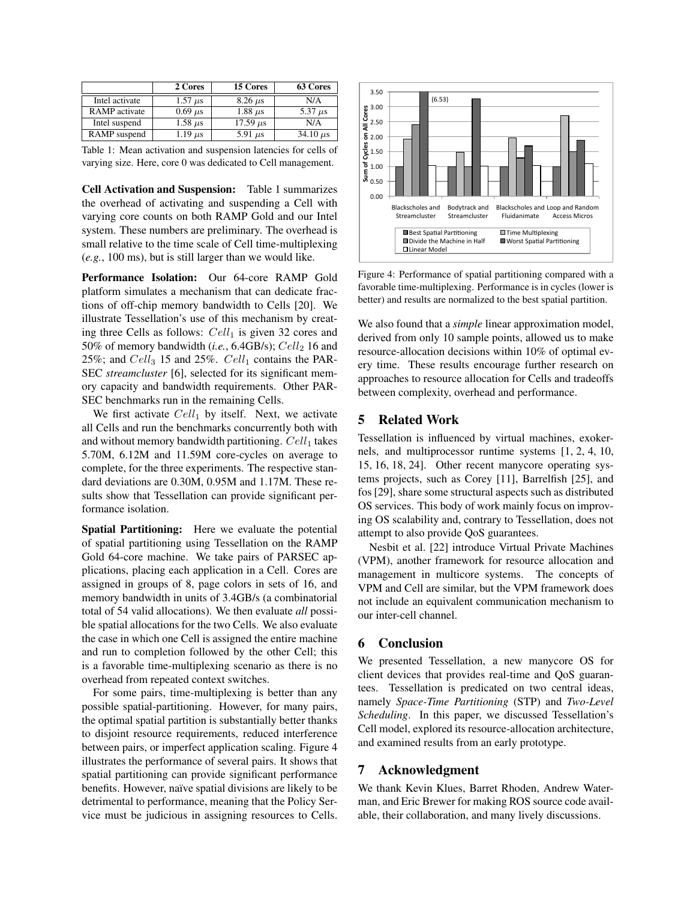|  | 2 Cores | 15 Cores | 63 Cores |
|---|---|---|---|
| Intel activate | 1.57 $\mu$s | 8.26 $\mu$s | N/A |
| RAMP activate | 0.69 $\mu$s | 1.88 $\mu$s | 5.37 $\mu$s |
| Intel suspend | 1.58 $\mu$s | 17.59 $\mu$s | N/A |
| RAMP suspend | 1.19 $\mu$s | 5.91 $\mu$s | 34.10 $\mu$s |

Table 1: Mean activation and suspension latencies for cells of varying size. Here, core 0 was dedicated to Cell management.

**Cell Activation and Suspension:** Table 1 summarizes the overhead of activating and suspending a Cell with varying core counts on both RAMP Gold and our Intel system. These numbers are preliminary. The overhead is small relative to the time scale of Cell time-multiplexing (*e.g.*, 100 ms), but is still larger than we would like.

**Performance Isolation:** Our 64-core RAMP Gold platform simulates a mechanism that can dedicate fractions of off-chip memory bandwidth to Cells [20]. We illustrate Tessellation's use of this mechanism by creating three Cells as follows: $Cell_1$ is given 32 cores and 50% of memory bandwidth (*i.e.*, 6.4GB/s); $Cell_2$ 16 and 25%; and $Cell_3$ 15 and 25%. $Cell_1$ contains the PARSEC *streamcluster* [6], selected for its significant memory capacity and bandwidth requirements. Other PARSEC benchmarks run in the remaining Cells.

We first activate $Cell_1$ by itself. Next, we activate all Cells and run the benchmarks concurrently both with and without memory bandwidth partitioning. $Cell_1$ takes 5.70M, 6.12M and 11.59M core-cycles on average to complete, for the three experiments. The respective standard deviations are 0.30M, 0.95M and 1.17M. These results show that Tessellation can provide significant performance isolation.

**Spatial Partitioning:** Here we evaluate the potential of spatial partitioning using Tessellation on the RAMP Gold 64-core machine. We take pairs of PARSEC applications, placing each application in a Cell. Cores are assigned in groups of 8, page colors in sets of 16, and memory bandwidth in units of 3.4GB/s (a combinatorial total of 54 valid allocations). We then evaluate *all* possible spatial allocations for the two Cells. We also evaluate the case in which one Cell is assigned the entire machine and run to completion followed by the other Cell; this is a favorable time-multiplexing scenario as there is no overhead from repeated context switches.

For some pairs, time-multiplexing is better than any possible spatial-partitioning. However, for many pairs, the optimal spatial partition is substantially better thanks to disjoint resource requirements, reduced interference between pairs, or imperfect application scaling. Figure 4 illustrates the performance of several pairs. It shows that spatial partitioning can provide significant performance benefits. However, naïve spatial divisions are likely to be detrimental to performance, meaning that the Policy Service must be judicious in assigning resources to Cells.

Figure 4: Performance of spatial partitioning compared with a favorable time-multiplexing. Performance is in cycles (lower is better) and results are normalized to the best spatial partition.

We also found that a *simple* linear approximation model, derived from only 10 sample points, allowed us to make resource-allocation decisions within 10% of optimal every time. These results encourage further research on approaches to resource allocation for Cells and tradeoffs between complexity, overhead and performance.

## 5 Related Work

Tessellation is influenced by virtual machines, exokernels, and multiprocessor runtime systems [1, 2, 4, 10, 15, 16, 18, 24]. Other recent manycore operating systems projects, such as Corey [11], Barrelfish [25], and fos [29], share some structural aspects such as distributed OS services. This body of work mainly focus on improving OS scalability and, contrary to Tessellation, does not attempt to also provide QoS guarantees.

Nesbit et al. [22] introduce Virtual Private Machines (VPM), another framework for resource allocation and management in multicore systems. The concepts of VPM and Cell are similar, but the VPM framework does not include an equivalent communication mechanism to our inter-cell channel.

## 6 Conclusion

We presented Tessellation, a new manycore OS for client devices that provides real-time and QoS guarantees. Tessellation is predicated on two central ideas, namely *Space-Time Partitioning* (STP) and *Two-Level Scheduling*. In this paper, we discussed Tessellation's Cell model, explored its resource-allocation architecture, and examined results from an early prototype.

## 7 Acknowledgment

We thank Kevin Klues, Barret Rhoden, Andrew Waterman, and Eric Brewer for making ROS source code available, their collaboration, and many lively discussions.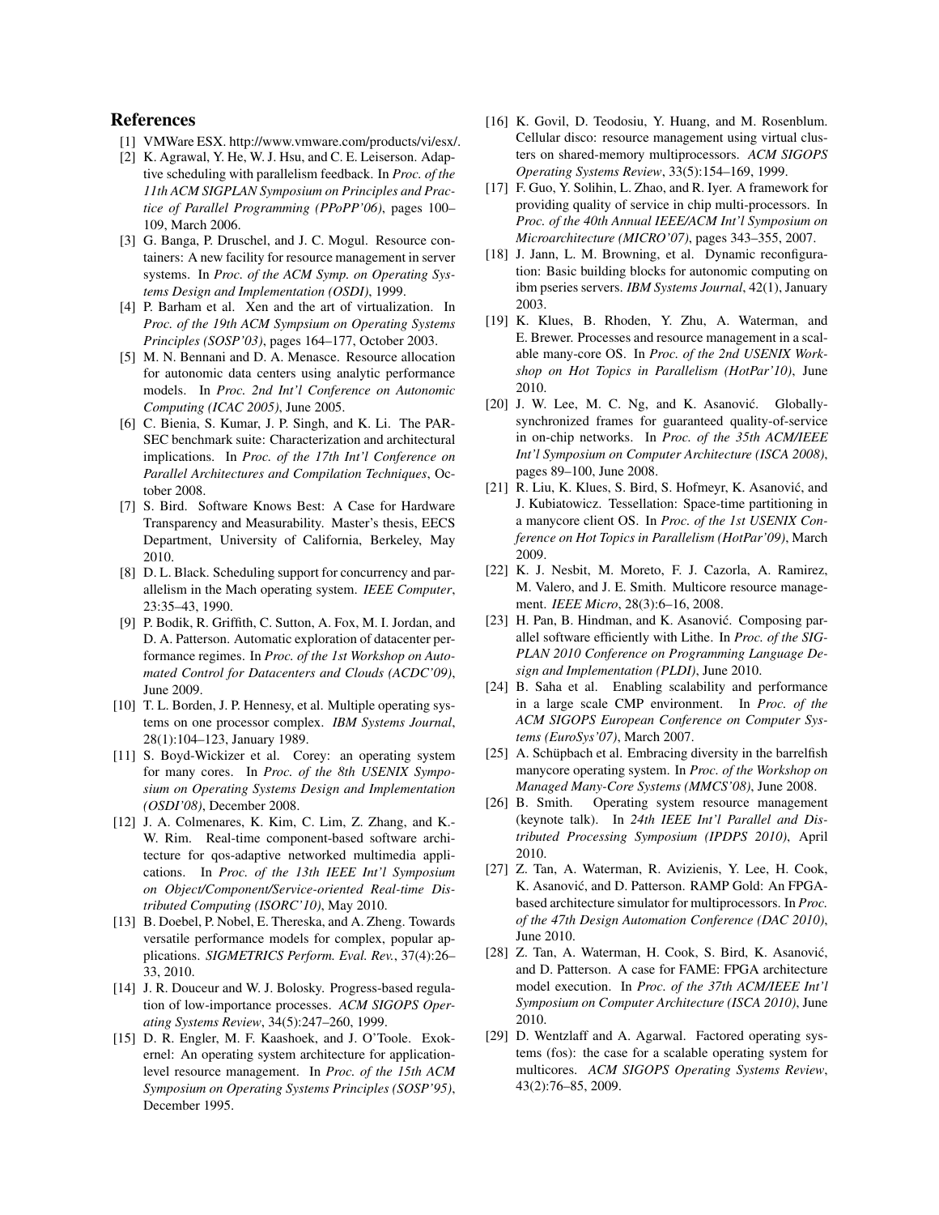## References

[1] VMWare ESX. http://www.vmware.com/products/vi/esx/.

[2] K. Agrawal, Y. He, W. J. Hsu, and C. E. Leiserson. Adaptive scheduling with parallelism feedback. In *Proc. of the 11th ACM SIGPLAN Symposium on Principles and Practice of Parallel Programming (PPoPP'06)*, pages 100–109, March 2006.

[3] G. Banga, P. Druschel, and J. C. Mogul. Resource containers: A new facility for resource management in server systems. In *Proc. of the ACM Symp. on Operating Systems Design and Implementation (OSDI)*, 1999.

[4] P. Barham et al. Xen and the art of virtualization. In *Proc. of the 19th ACM Sympsium on Operating Systems Principles (SOSP'03)*, pages 164–177, October 2003.

[5] M. N. Bennani and D. A. Menasce. Resource allocation for autonomic data centers using analytic performance models. In *Proc. 2nd Int'l Conference on Autonomic Computing (ICAC 2005)*, June 2005.

[6] C. Bienia, S. Kumar, J. P. Singh, and K. Li. The PARSEC benchmark suite: Characterization and architectural implications. In *Proc. of the 17th Int'l Conference on Parallel Architectures and Compilation Techniques*, October 2008.

[7] S. Bird. Software Knows Best: A Case for Hardware Transparency and Measurability. Master's thesis, EECS Department, University of California, Berkeley, May 2010.

[8] D. L. Black. Scheduling support for concurrency and parallelism in the Mach operating system. *IEEE Computer*, 23:35–43, 1990.

[9] P. Bodik, R. Griffith, C. Sutton, A. Fox, M. I. Jordan, and D. A. Patterson. Automatic exploration of datacenter performance regimes. In *Proc. of the 1st Workshop on Automated Control for Datacenters and Clouds (ACDC'09)*, June 2009.

[10] T. L. Borden, J. P. Hennesy, et al. Multiple operating systems on one processor complex. *IBM Systems Journal*, 28(1):104–123, January 1989.

[11] S. Boyd-Wickizer et al. Corey: an operating system for many cores. In *Proc. of the 8th USENIX Symposium on Operating Systems Design and Implementation (OSDI'08)*, December 2008.

[12] J. A. Colmenares, K. Kim, C. Lim, Z. Zhang, and K.-W. Rim. Real-time component-based software architecture for qos-adaptive networked multimedia applications. In *Proc. of the 13th IEEE Int'l Symposium on Object/Component/Service-oriented Real-time Distributed Computing (ISORC'10)*, May 2010.

[13] B. Doebel, P. Nobel, E. Thereska, and A. Zheng. Towards versatile performance models for complex, popular applications. *SIGMETRICS Perform. Eval. Rev.*, 37(4):26–33, 2010.

[14] J. R. Douceur and W. J. Bolosky. Progress-based regulation of low-importance processes. *ACM SIGOPS Operating Systems Review*, 34(5):247–260, 1999.

[15] D. R. Engler, M. F. Kaashoek, and J. O'Toole. Exokernel: An operating system architecture for application-level resource management. In *Proc. of the 15th ACM Symposium on Operating Systems Principles (SOSP'95)*, December 1995.

[16] K. Govil, D. Teodosiu, Y. Huang, and M. Rosenblum. Cellular disco: resource management using virtual clusters on shared-memory multiprocessors. *ACM SIGOPS Operating Systems Review*, 33(5):154–169, 1999.

[17] F. Guo, Y. Solihin, L. Zhao, and R. Iyer. A framework for providing quality of service in chip multi-processors. In *Proc. of the 40th Annual IEEE/ACM Int'l Symposium on Microarchitecture (MICRO'07)*, pages 343–355, 2007.

[18] J. Jann, L. M. Browning, et al. Dynamic reconfiguration: Basic building blocks for autonomic computing on ibm pseries servers. *IBM Systems Journal*, 42(1), January 2003.

[19] K. Klues, B. Rhoden, Y. Zhu, A. Waterman, and E. Brewer. Processes and resource management in a scalable many-core OS. In *Proc. of the 2nd USENIX Workshop on Hot Topics in Parallelism (HotPar'10)*, June 2010.

[20] J. W. Lee, M. C. Ng, and K. Asanović. Globally-synchronized frames for guaranteed quality-of-service in on-chip networks. In *Proc. of the 35th ACM/IEEE Int'l Symposium on Computer Architecture (ISCA 2008)*, pages 89–100, June 2008.

[21] R. Liu, K. Klues, S. Bird, S. Hofmeyr, K. Asanović, and J. Kubiatowicz. Tessellation: Space-time partitioning in a manycore client OS. In *Proc. of the 1st USENIX Conference on Hot Topics in Parallelism (HotPar'09)*, March 2009.

[22] K. J. Nesbit, M. Moreto, F. J. Cazorla, A. Ramirez, M. Valero, and J. E. Smith. Multicore resource management. *IEEE Micro*, 28(3):6–16, 2008.

[23] H. Pan, B. Hindman, and K. Asanović. Composing parallel software efficiently with Lithe. In *Proc. of the SIGPLAN 2010 Conference on Programming Language Design and Implementation (PLDI)*, June 2010.

[24] B. Saha et al. Enabling scalability and performance in a large scale CMP environment. In *Proc. of the ACM SIGOPS European Conference on Computer Systems (EuroSys'07)*, March 2007.

[25] A. Schüpbach et al. Embracing diversity in the barrelfish manycore operating system. In *Proc. of the Workshop on Managed Many-Core Systems (MMCS'08)*, June 2008.

[26] B. Smith. Operating system resource management (keynote talk). In *24th IEEE Int'l Parallel and Distributed Processing Symposium (IPDPS 2010)*, April 2010.

[27] Z. Tan, A. Waterman, R. Avizienis, Y. Lee, H. Cook, K. Asanović, and D. Patterson. RAMP Gold: An FPGA-based architecture simulator for multiprocessors. In *Proc. of the 47th Design Automation Conference (DAC 2010)*, June 2010.

[28] Z. Tan, A. Waterman, H. Cook, S. Bird, K. Asanović, and D. Patterson. A case for FAME: FPGA architecture model execution. In *Proc. of the 37th ACM/IEEE Int'l Symposium on Computer Architecture (ISCA 2010)*, June 2010.

[29] D. Wentzlaff and A. Agarwal. Factored operating systems (fos): the case for a scalable operating system for multicores. *ACM SIGOPS Operating Systems Review*, 43(2):76–85, 2009.